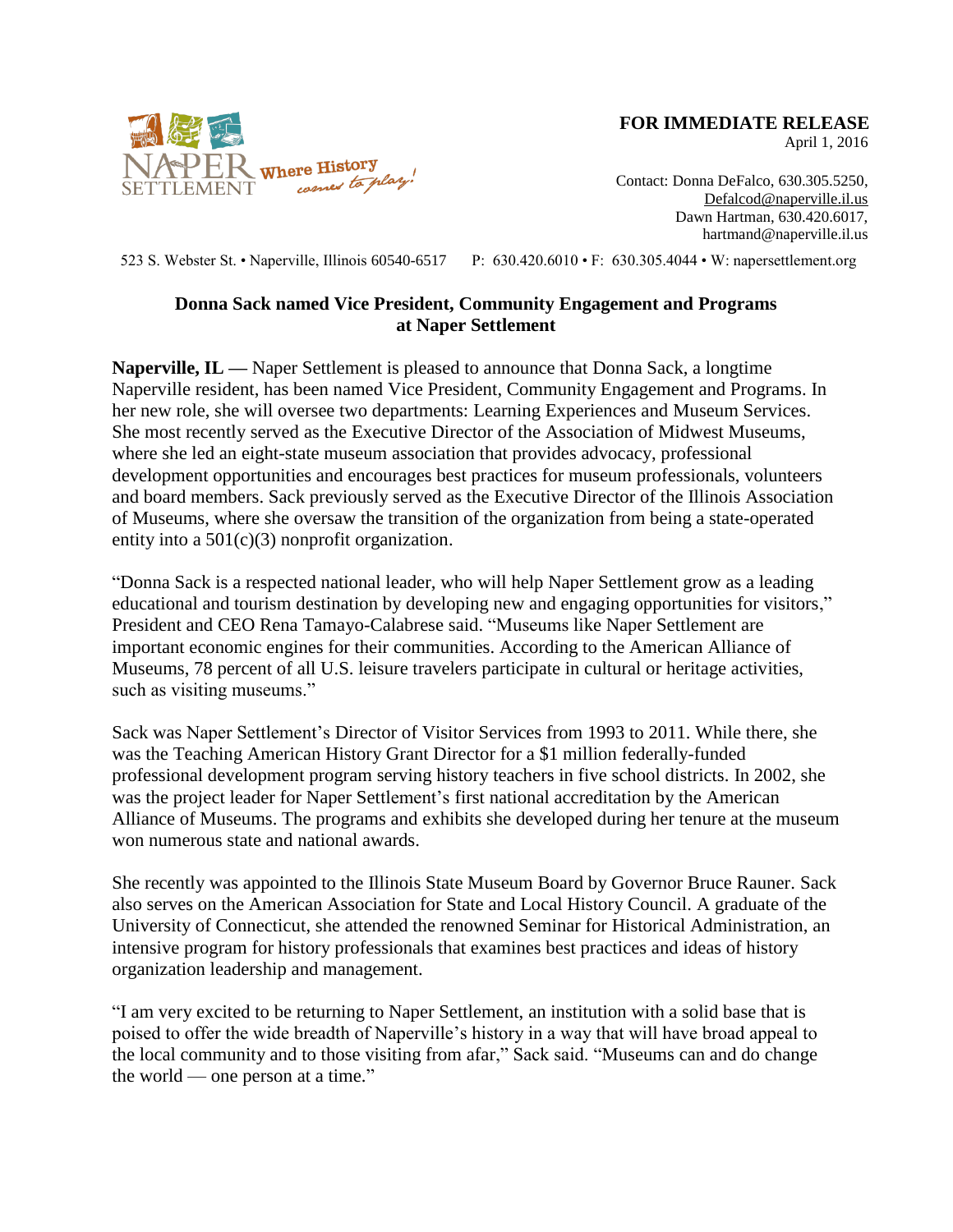NAPER SETTLEMENT Where History comes to play!

**FOR IMMEDIATE RELEASE**
April 1, 2016

Contact: Donna DeFalco, 630.305.5250,
Defalcod@naperville.il.us
Dawn Hartman, 630.420.6017,
hartmand@naperville.il.us

523 S. Webster St. • Naperville, Illinois 60540-6517 P: 630.420.6010 • F: 630.305.4044 • W: napersettlement.org

## Donna Sack named Vice President, Community Engagement and Programs at Naper Settlement

**Naperville, IL —** Naper Settlement is pleased to announce that Donna Sack, a longtime Naperville resident, has been named Vice President, Community Engagement and Programs. In her new role, she will oversee two departments: Learning Experiences and Museum Services. She most recently served as the Executive Director of the Association of Midwest Museums, where she led an eight-state museum association that provides advocacy, professional development opportunities and encourages best practices for museum professionals, volunteers and board members. Sack previously served as the Executive Director of the Illinois Association of Museums, where she oversaw the transition of the organization from being a state-operated entity into a 501(c)(3) nonprofit organization.

"Donna Sack is a respected national leader, who will help Naper Settlement grow as a leading educational and tourism destination by developing new and engaging opportunities for visitors," President and CEO Rena Tamayo-Calabrese said. "Museums like Naper Settlement are important economic engines for their communities. According to the American Alliance of Museums, 78 percent of all U.S. leisure travelers participate in cultural or heritage activities, such as visiting museums."

Sack was Naper Settlement's Director of Visitor Services from 1993 to 2011. While there, she was the Teaching American History Grant Director for a $1 million federally-funded professional development program serving history teachers in five school districts. In 2002, she was the project leader for Naper Settlement's first national accreditation by the American Alliance of Museums. The programs and exhibits she developed during her tenure at the museum won numerous state and national awards.

She recently was appointed to the Illinois State Museum Board by Governor Bruce Rauner. Sack also serves on the American Association for State and Local History Council. A graduate of the University of Connecticut, she attended the renowned Seminar for Historical Administration, an intensive program for history professionals that examines best practices and ideas of history organization leadership and management.

"I am very excited to be returning to Naper Settlement, an institution with a solid base that is poised to offer the wide breadth of Naperville's history in a way that will have broad appeal to the local community and to those visiting from afar," Sack said. "Museums can and do change the world — one person at a time."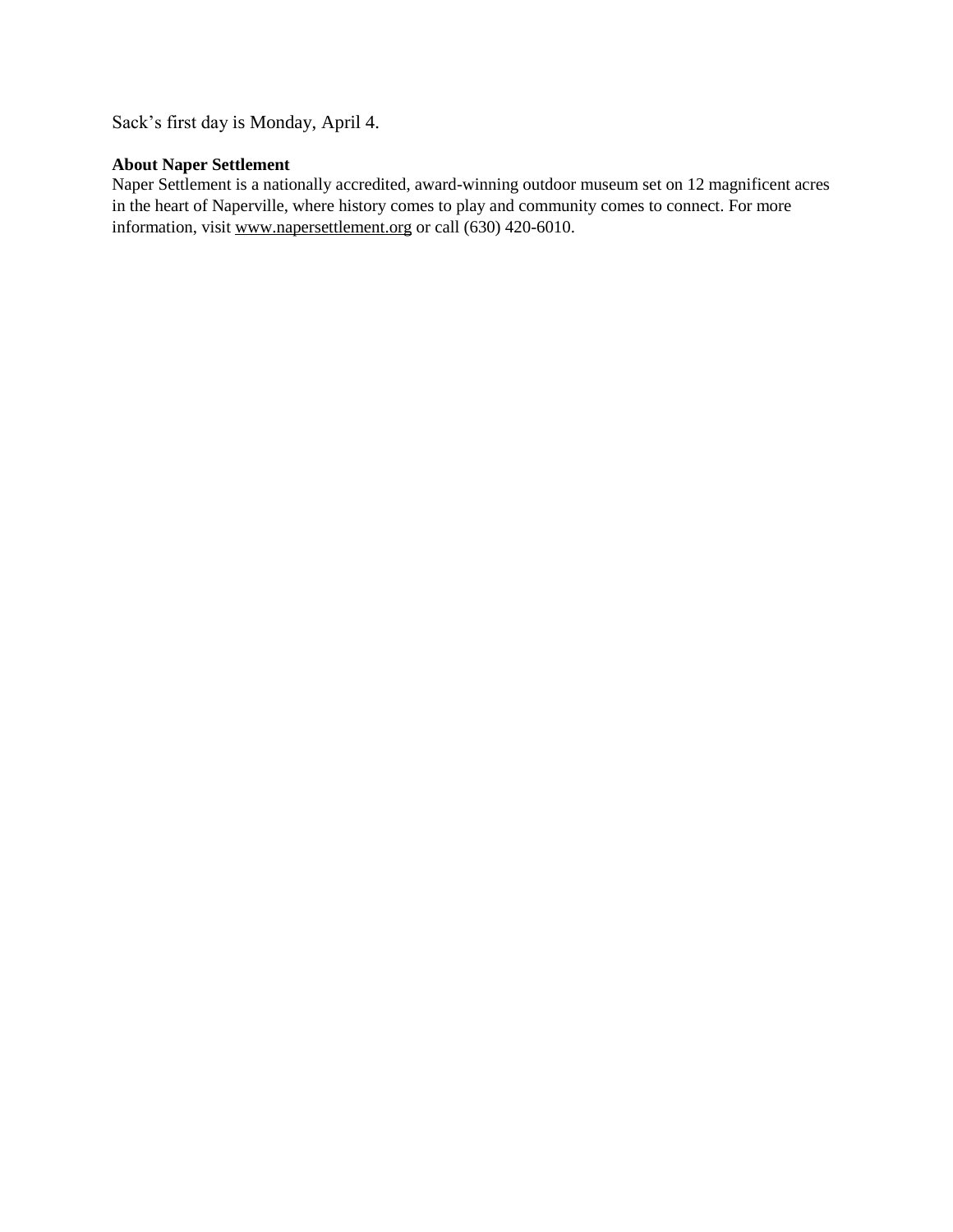Sack's first day is Monday, April 4.

**About Naper Settlement**

Naper Settlement is a nationally accredited, award-winning outdoor museum set on 12 magnificent acres in the heart of Naperville, where history comes to play and community comes to connect. For more information, visit www.napersettlement.org or call (630) 420-6010.